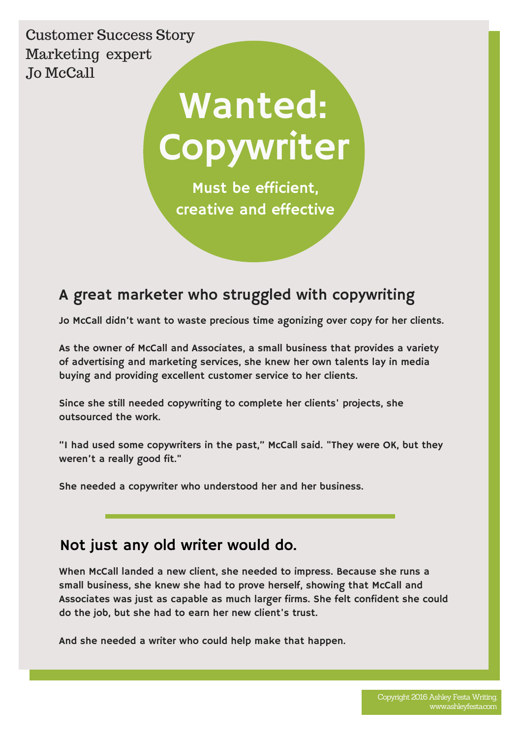Customer Success Story
Marketing expert
Jo McCall

# Wanted: Copywriter

**Must be efficient, creative and effective**

## A great marketer who struggled with copywriting

Jo McCall didn't want to waste precious time agonizing over copy for her clients.

As the owner of McCall and Associates, a small business that provides a variety of advertising and marketing services, she knew her own talents lay in media buying and providing excellent customer service to her clients.

Since she still needed copywriting to complete her clients' projects, she outsourced the work.

"I had used some copywriters in the past," McCall said. "They were OK, but they weren't a really good fit."

She needed a copywriter who understood her and her business.

---

## Not just any old writer would do.

When McCall landed a new client, she needed to impress. Because she runs a small business, she knew she had to prove herself, showing that McCall and Associates was just as capable as much larger firms. She felt confident she could do the job, but she had to earn her new client's trust.

And she needed a writer who could help make that happen.

Copyright 2016 Ashley Festa Writing, www.ashleyfesta.com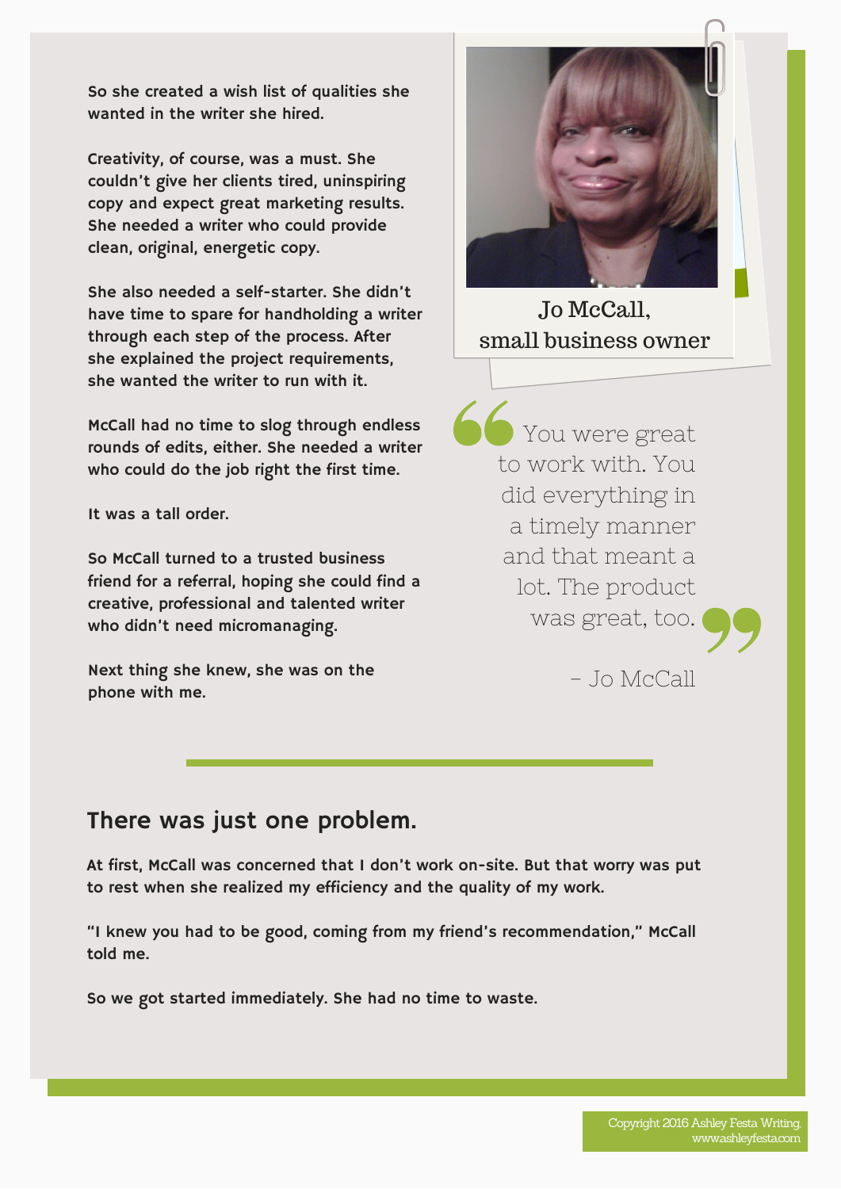So she created a wish list of qualities she wanted in the writer she hired.

Creativity, of course, was a must. She couldn't give her clients tired, uninspiring copy and expect great marketing results. She needed a writer who could provide clean, original, energetic copy.

She also needed a self-starter. She didn't have time to spare for handholding a writer through each step of the process. After she explained the project requirements, she wanted the writer to run with it.

McCall had no time to slog through endless rounds of edits, either. She needed a writer who could do the job right the first time.

It was a tall order.

So McCall turned to a trusted business friend for a referral, hoping she could find a creative, professional and talented writer who didn't need micromanaging.

Next thing she knew, she was on the phone with me.

Jo McCall, small business owner

> "You were great to work with. You did everything in a timely manner and that meant a lot. The product was great, too."
>
> – Jo McCall

## There was just one problem.

At first, McCall was concerned that I don't work on-site. But that worry was put to rest when she realized my efficiency and the quality of my work.

"I knew you had to be good, coming from my friend's recommendation," McCall told me.

So we got started immediately. She had no time to waste.

Copyright 2016 Ashley Festa Writing, www.ashleyfesta.com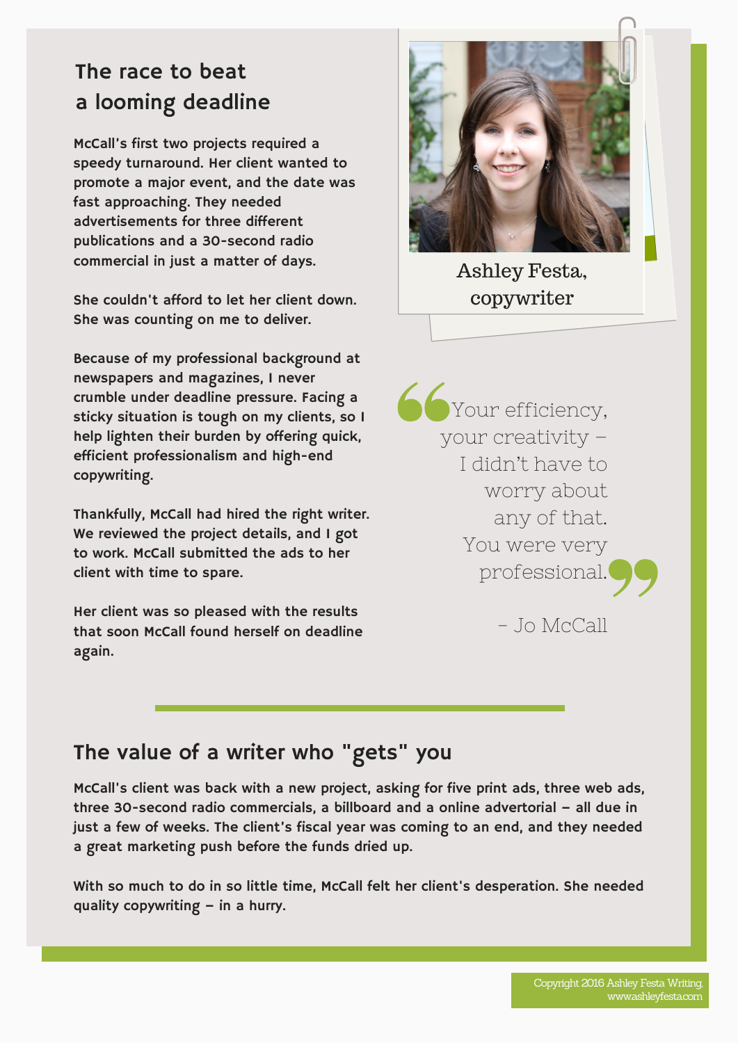## The race to beat a looming deadline

McCall's first two projects required a speedy turnaround. Her client wanted to promote a major event, and the date was fast approaching. They needed advertisements for three different publications and a 30-second radio commercial in just a matter of days.

She couldn't afford to let her client down. She was counting on me to deliver.

Because of my professional background at newspapers and magazines, I never crumble under deadline pressure. Facing a sticky situation is tough on my clients, so I help lighten their burden by offering quick, efficient professionalism and high-end copywriting.

Thankfully, McCall had hired the right writer. We reviewed the project details, and I got to work. McCall submitted the ads to her client with time to spare.

Her client was so pleased with the results that soon McCall found herself on deadline again.

Ashley Festa, copywriter

> "Your efficiency, your creativity – I didn't have to worry about any of that. You were very professional."
>
> – Jo McCall

## The value of a writer who "gets" you

McCall's client was back with a new project, asking for five print ads, three web ads, three 30-second radio commercials, a billboard and a online advertorial – all due in just a few of weeks. The client's fiscal year was coming to an end, and they needed a great marketing push before the funds dried up.

With so much to do in so little time, McCall felt her client's desperation. She needed quality copywriting – in a hurry.

Copyright 2016 Ashley Festa Writing, www.ashleyfesta.com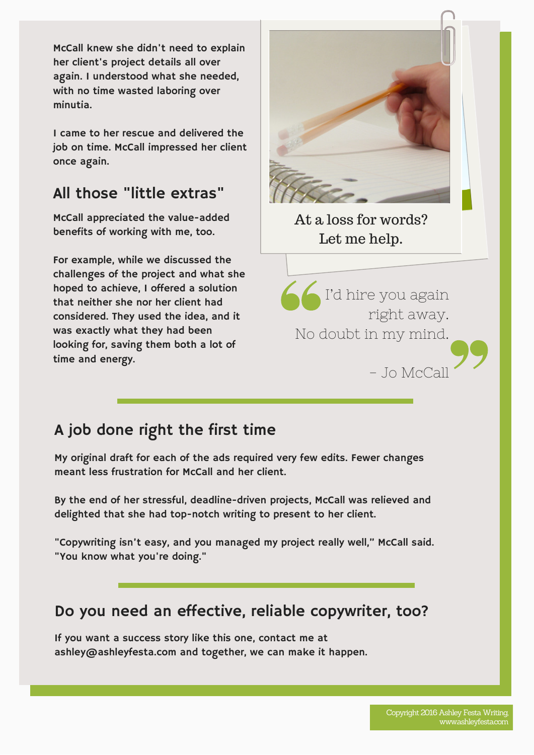McCall knew she didn't need to explain her client's project details all over again. I understood what she needed, with no time wasted laboring over minutia.

I came to her rescue and delivered the job on time. McCall impressed her client once again.

## All those "little extras"

McCall appreciated the value-added benefits of working with me, too.

For example, while we discussed the challenges of the project and what she hoped to achieve, I offered a solution that neither she nor her client had considered. They used the idea, and it was exactly what they had been looking for, saving them both a lot of time and energy.

At a loss for words?
Let me help.

> I'd hire you again right away. No doubt in my mind.
>
> – Jo McCall

## A job done right the first time

My original draft for each of the ads required very few edits. Fewer changes meant less frustration for McCall and her client.

By the end of her stressful, deadline-driven projects, McCall was relieved and delighted that she had top-notch writing to present to her client.

"Copywriting isn't easy, and you managed my project really well," McCall said. "You know what you're doing."

## Do you need an effective, reliable copywriter, too?

If you want a success story like this one, contact me at ashley@ashleyfesta.com and together, we can make it happen.

Copyright 2016 Ashley Festa Writing, www.ashleyfesta.com